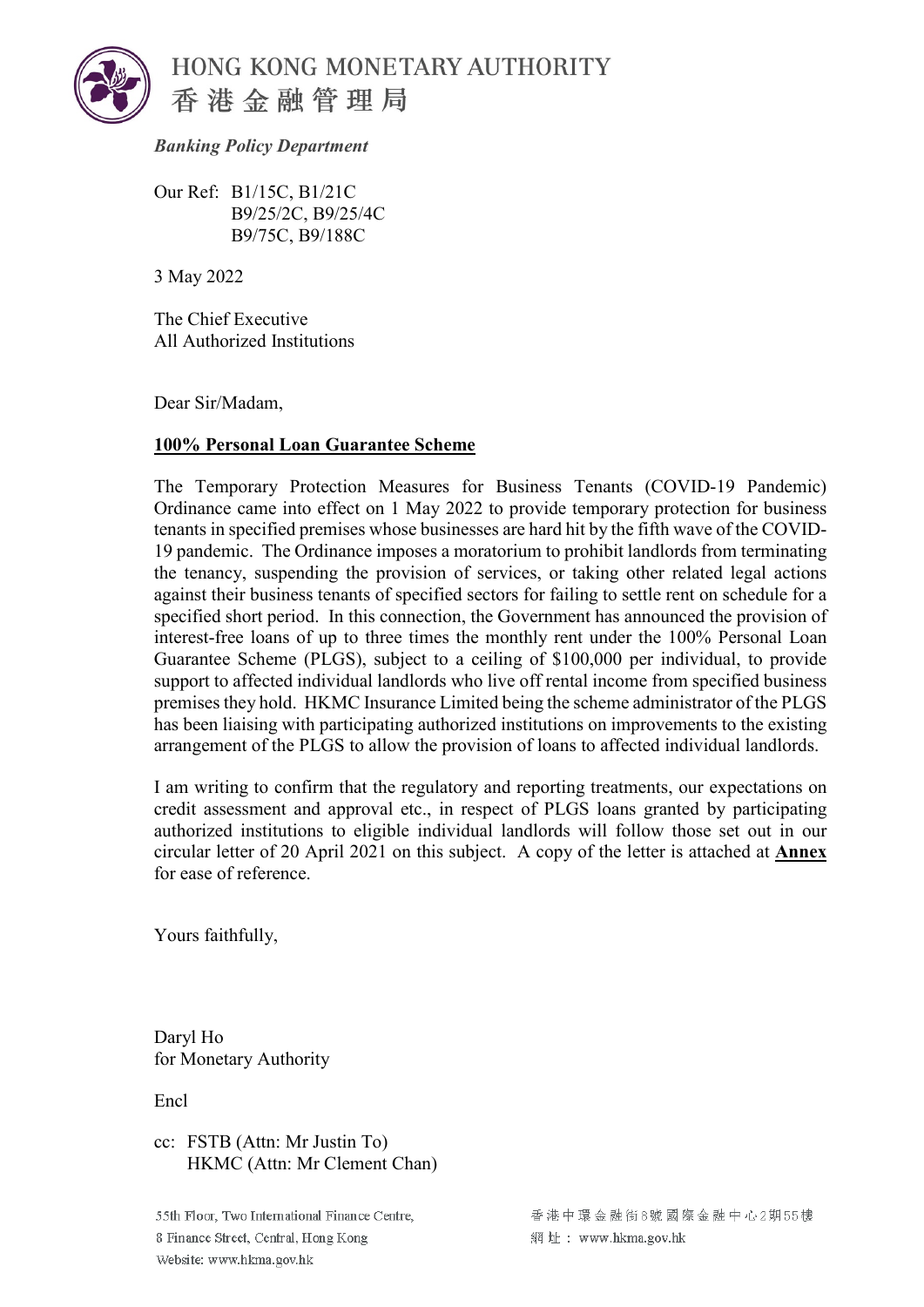HONG KONG MONETARY AUTHORITY
香港金融管理局

*Banking Policy Department*

Our Ref: B1/15C, B1/21C
B9/25/2C, B9/25/4C
B9/75C, B9/188C

3 May 2022

The Chief Executive
All Authorized Institutions

Dear Sir/Madam,

**100% Personal Loan Guarantee Scheme**

The Temporary Protection Measures for Business Tenants (COVID-19 Pandemic) Ordinance came into effect on 1 May 2022 to provide temporary protection for business tenants in specified premises whose businesses are hard hit by the fifth wave of the COVID-19 pandemic. The Ordinance imposes a moratorium to prohibit landlords from terminating the tenancy, suspending the provision of services, or taking other related legal actions against their business tenants of specified sectors for failing to settle rent on schedule for a specified short period. In this connection, the Government has announced the provision of interest-free loans of up to three times the monthly rent under the 100% Personal Loan Guarantee Scheme (PLGS), subject to a ceiling of $100,000 per individual, to provide support to affected individual landlords who live off rental income from specified business premises they hold. HKMC Insurance Limited being the scheme administrator of the PLGS has been liaising with participating authorized institutions on improvements to the existing arrangement of the PLGS to allow the provision of loans to affected individual landlords.

I am writing to confirm that the regulatory and reporting treatments, our expectations on credit assessment and approval etc., in respect of PLGS loans granted by participating authorized institutions to eligible individual landlords will follow those set out in our circular letter of 20 April 2021 on this subject. A copy of the letter is attached at **Annex** for ease of reference.

Yours faithfully,

Daryl Ho
for Monetary Authority

Encl

cc: FSTB (Attn: Mr Justin To)
HKMC (Attn: Mr Clement Chan)

55th Floor, Two International Finance Centre,
8 Finance Street, Central, Hong Kong
Website: www.hkma.gov.hk

香港中環金融街8號國際金融中心2期55樓
網址：www.hkma.gov.hk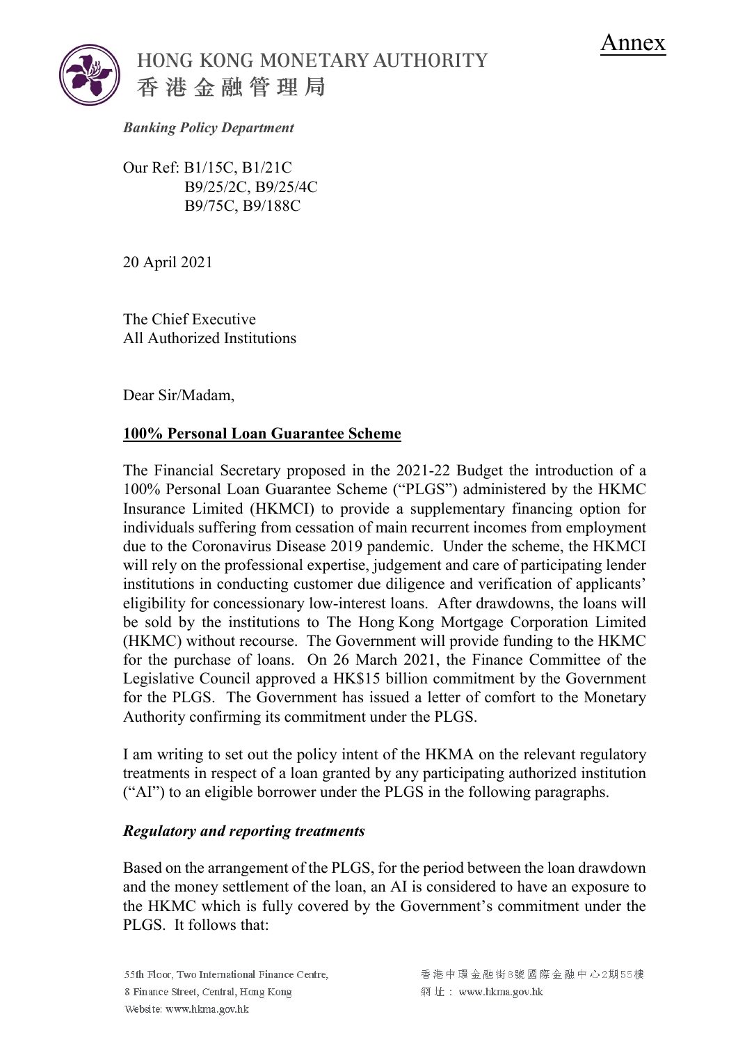Annex

HONG KONG MONETARY AUTHORITY
香港金融管理局

*Banking Policy Department*

Our Ref: B1/15C, B1/21C
B9/25/2C, B9/25/4C
B9/75C, B9/188C

20 April 2021

The Chief Executive
All Authorized Institutions

Dear Sir/Madam,

**100% Personal Loan Guarantee Scheme**

The Financial Secretary proposed in the 2021-22 Budget the introduction of a 100% Personal Loan Guarantee Scheme ("PLGS") administered by the HKMC Insurance Limited (HKMCI) to provide a supplementary financing option for individuals suffering from cessation of main recurrent incomes from employment due to the Coronavirus Disease 2019 pandemic. Under the scheme, the HKMCI will rely on the professional expertise, judgement and care of participating lender institutions in conducting customer due diligence and verification of applicants' eligibility for concessionary low-interest loans. After drawdowns, the loans will be sold by the institutions to The Hong Kong Mortgage Corporation Limited (HKMC) without recourse. The Government will provide funding to the HKMC for the purchase of loans. On 26 March 2021, the Finance Committee of the Legislative Council approved a HK$15 billion commitment by the Government for the PLGS. The Government has issued a letter of comfort to the Monetary Authority confirming its commitment under the PLGS.

I am writing to set out the policy intent of the HKMA on the relevant regulatory treatments in respect of a loan granted by any participating authorized institution ("AI") to an eligible borrower under the PLGS in the following paragraphs.

***Regulatory and reporting treatments***

Based on the arrangement of the PLGS, for the period between the loan drawdown and the money settlement of the loan, an AI is considered to have an exposure to the HKMC which is fully covered by the Government's commitment under the PLGS. It follows that:

55th Floor, Two International Finance Centre,
8 Finance Street, Central, Hong Kong
Website: www.hkma.gov.hk

香港中環金融街8號國際金融中心2期55樓
網址： www.hkma.gov.hk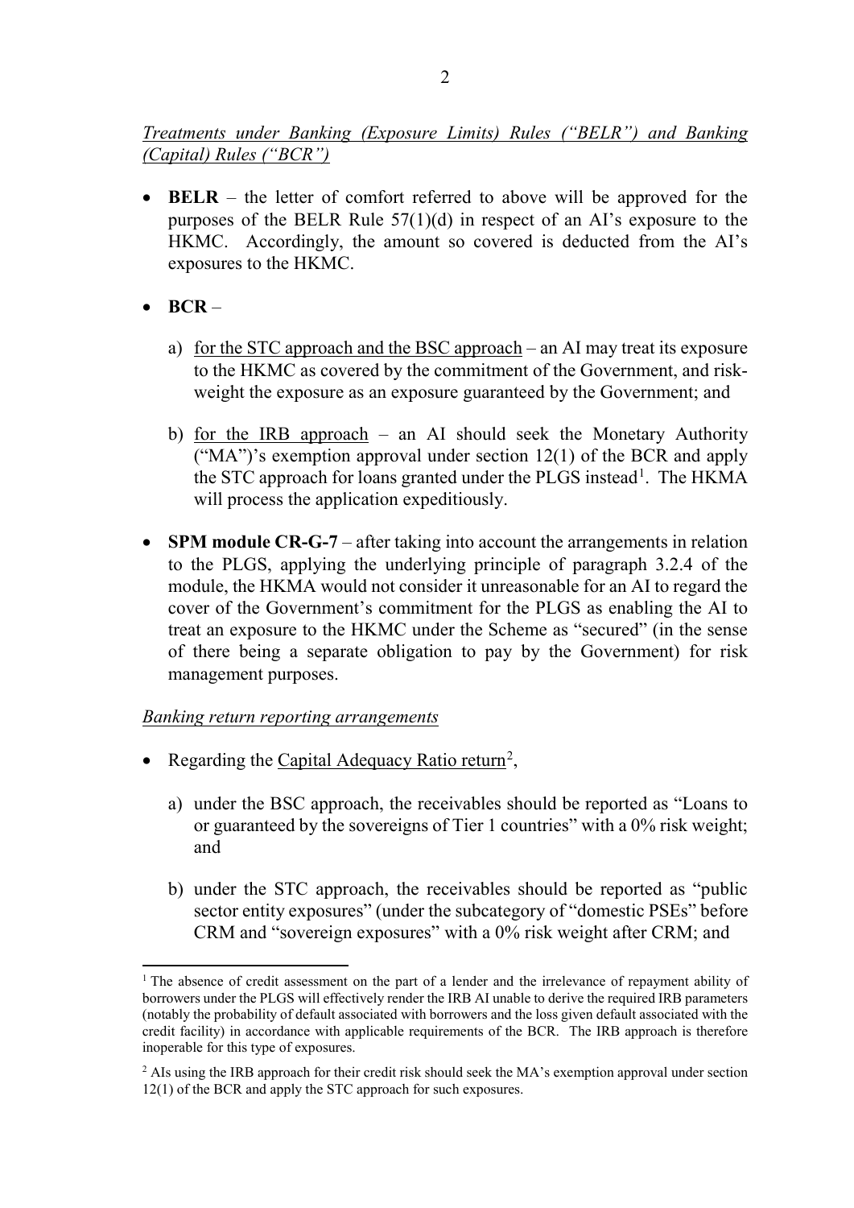*Treatments under Banking (Exposure Limits) Rules ("BELR") and Banking (Capital) Rules ("BCR")*

- **BELR** – the letter of comfort referred to above will be approved for the purposes of the BELR Rule 57(1)(d) in respect of an AI's exposure to the HKMC. Accordingly, the amount so covered is deducted from the AI's exposures to the HKMC.

- **BCR** –

  a) for the STC approach and the BSC approach – an AI may treat its exposure to the HKMC as covered by the commitment of the Government, and risk-weight the exposure as an exposure guaranteed by the Government; and

  b) for the IRB approach – an AI should seek the Monetary Authority ("MA")'s exemption approval under section 12(1) of the BCR and apply the STC approach for loans granted under the PLGS instead[1]. The HKMA will process the application expeditiously.

- **SPM module CR-G-7** – after taking into account the arrangements in relation to the PLGS, applying the underlying principle of paragraph 3.2.4 of the module, the HKMA would not consider it unreasonable for an AI to regard the cover of the Government's commitment for the PLGS as enabling the AI to treat an exposure to the HKMC under the Scheme as "secured" (in the sense of there being a separate obligation to pay by the Government) for risk management purposes.

*Banking return reporting arrangements*

- Regarding the Capital Adequacy Ratio return[2],

  a) under the BSC approach, the receivables should be reported as "Loans to or guaranteed by the sovereigns of Tier 1 countries" with a 0% risk weight; and

  b) under the STC approach, the receivables should be reported as "public sector entity exposures" (under the subcategory of "domestic PSEs" before CRM and "sovereign exposures" with a 0% risk weight after CRM; and

[1] The absence of credit assessment on the part of a lender and the irrelevance of repayment ability of borrowers under the PLGS will effectively render the IRB AI unable to derive the required IRB parameters (notably the probability of default associated with borrowers and the loss given default associated with the credit facility) in accordance with applicable requirements of the BCR. The IRB approach is therefore inoperable for this type of exposures.

[2] AIs using the IRB approach for their credit risk should seek the MA's exemption approval under section 12(1) of the BCR and apply the STC approach for such exposures.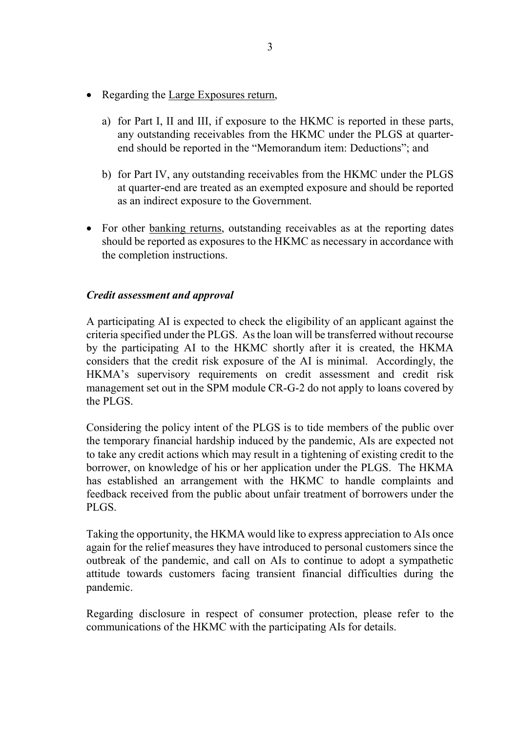- Regarding the <u>Large Exposures return</u>,

  a) for Part I, II and III, if exposure to the HKMC is reported in these parts, any outstanding receivables from the HKMC under the PLGS at quarter-end should be reported in the "Memorandum item: Deductions"; and

  b) for Part IV, any outstanding receivables from the HKMC under the PLGS at quarter-end are treated as an exempted exposure and should be reported as an indirect exposure to the Government.

- For other <u>banking returns</u>, outstanding receivables as at the reporting dates should be reported as exposures to the HKMC as necessary in accordance with the completion instructions.

***Credit assessment and approval***

A participating AI is expected to check the eligibility of an applicant against the criteria specified under the PLGS. As the loan will be transferred without recourse by the participating AI to the HKMC shortly after it is created, the HKMA considers that the credit risk exposure of the AI is minimal. Accordingly, the HKMA's supervisory requirements on credit assessment and credit risk management set out in the SPM module CR-G-2 do not apply to loans covered by the PLGS.

Considering the policy intent of the PLGS is to tide members of the public over the temporary financial hardship induced by the pandemic, AIs are expected not to take any credit actions which may result in a tightening of existing credit to the borrower, on knowledge of his or her application under the PLGS. The HKMA has established an arrangement with the HKMC to handle complaints and feedback received from the public about unfair treatment of borrowers under the PLGS.

Taking the opportunity, the HKMA would like to express appreciation to AIs once again for the relief measures they have introduced to personal customers since the outbreak of the pandemic, and call on AIs to continue to adopt a sympathetic attitude towards customers facing transient financial difficulties during the pandemic.

Regarding disclosure in respect of consumer protection, please refer to the communications of the HKMC with the participating AIs for details.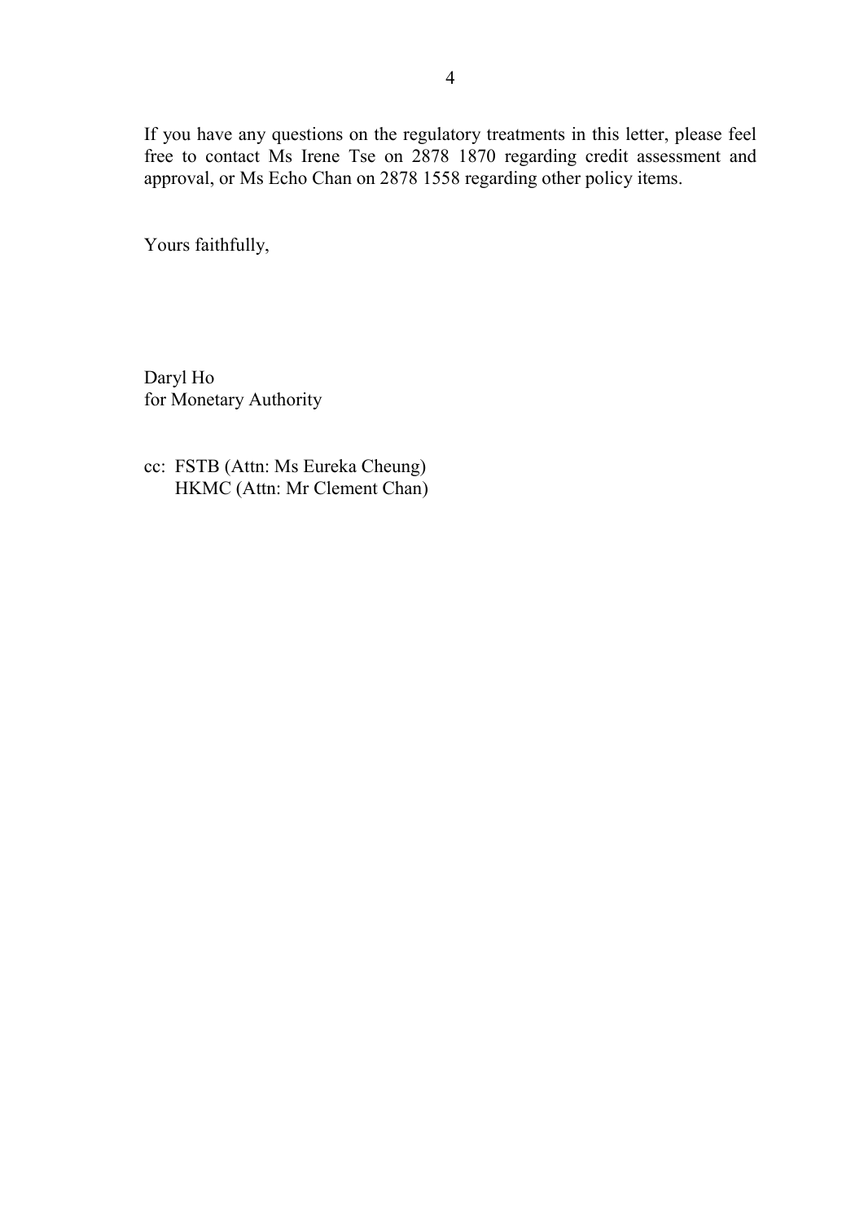If you have any questions on the regulatory treatments in this letter, please feel free to contact Ms Irene Tse on 2878 1870 regarding credit assessment and approval, or Ms Echo Chan on 2878 1558 regarding other policy items.

Yours faithfully,

Daryl Ho
for Monetary Authority

cc: FSTB (Attn: Ms Eureka Cheung)
HKMC (Attn: Mr Clement Chan)